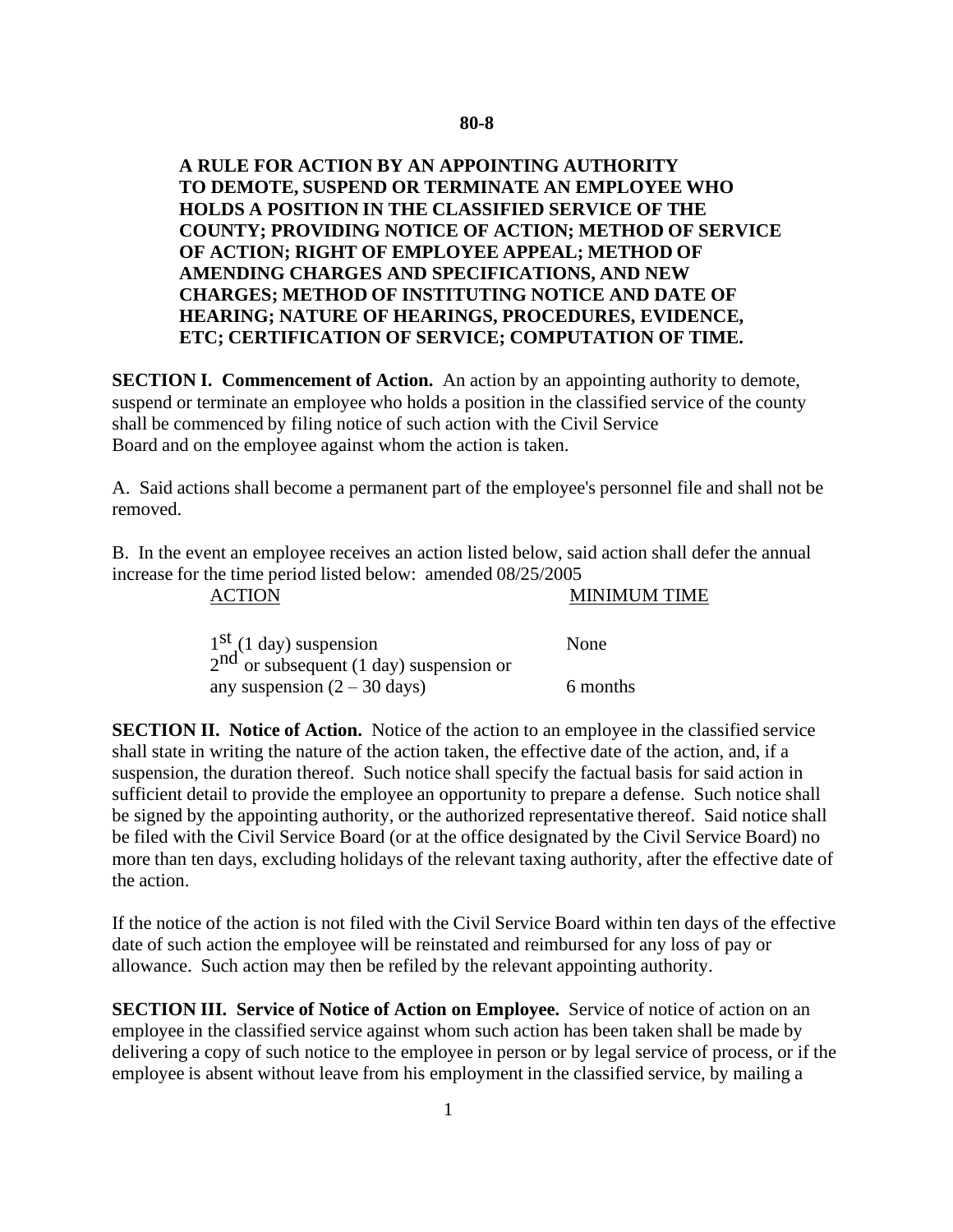# 80-8

## A RULE FOR ACTION BY AN APPOINTING AUTHORITY TO DEMOTE, SUSPEND OR TERMINATE AN EMPLOYEE WHO HOLDS A POSITION IN THE CLASSIFIED SERVICE OF THE COUNTY; PROVIDING NOTICE OF ACTION; METHOD OF SERVICE OF ACTION; RIGHT OF EMPLOYEE APPEAL; METHOD OF AMENDING CHARGES AND SPECIFICATIONS, AND NEW CHARGES; METHOD OF INSTITUTING NOTICE AND DATE OF HEARING; NATURE OF HEARINGS, PROCEDURES, EVIDENCE, ETC; CERTIFICATION OF SERVICE; COMPUTATION OF TIME.

**SECTION I. Commencement of Action.** An action by an appointing authority to demote, suspend or terminate an employee who holds a position in the classified service of the county shall be commenced by filing notice of such action with the Civil Service Board and on the employee against whom the action is taken.

A. Said actions shall become a permanent part of the employee's personnel file and shall not be removed.

B. In the event an employee receives an action listed below, said action shall defer the annual increase for the time period listed below: amended 08/25/2005

| ACTION | MINIMUM TIME |
|---|---|
| 1st (1 day) suspension | None |
| 2nd or subsequent (1 day) suspension or any suspension (2 – 30 days) | 6 months |

**SECTION II. Notice of Action.** Notice of the action to an employee in the classified service shall state in writing the nature of the action taken, the effective date of the action, and, if a suspension, the duration thereof. Such notice shall specify the factual basis for said action in sufficient detail to provide the employee an opportunity to prepare a defense. Such notice shall be signed by the appointing authority, or the authorized representative thereof. Said notice shall be filed with the Civil Service Board (or at the office designated by the Civil Service Board) no more than ten days, excluding holidays of the relevant taxing authority, after the effective date of the action.

If the notice of the action is not filed with the Civil Service Board within ten days of the effective date of such action the employee will be reinstated and reimbursed for any loss of pay or allowance. Such action may then be refiled by the relevant appointing authority.

**SECTION III. Service of Notice of Action on Employee.** Service of notice of action on an employee in the classified service against whom such action has been taken shall be made by delivering a copy of such notice to the employee in person or by legal service of process, or if the employee is absent without leave from his employment in the classified service, by mailing a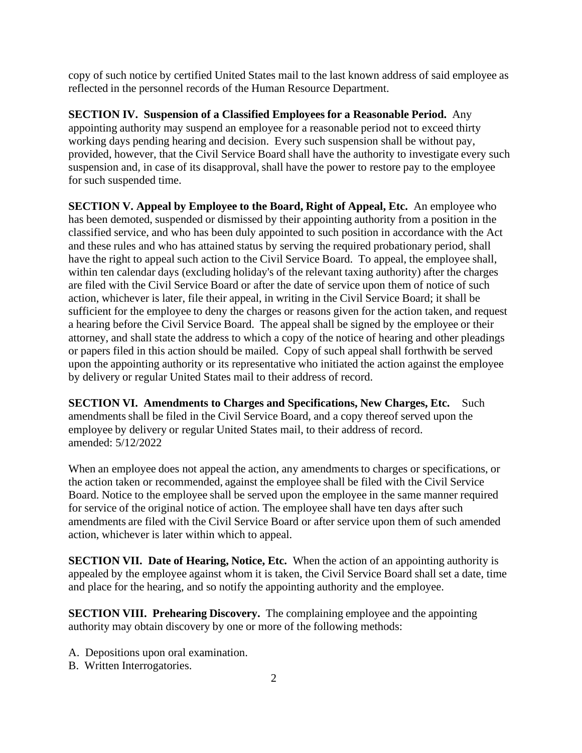copy of such notice by certified United States mail to the last known address of said employee as reflected in the personnel records of the Human Resource Department.

**SECTION IV. Suspension of a Classified Employees for a Reasonable Period.** Any appointing authority may suspend an employee for a reasonable period not to exceed thirty working days pending hearing and decision. Every such suspension shall be without pay, provided, however, that the Civil Service Board shall have the authority to investigate every such suspension and, in case of its disapproval, shall have the power to restore pay to the employee for such suspended time.

**SECTION V. Appeal by Employee to the Board, Right of Appeal, Etc.** An employee who has been demoted, suspended or dismissed by their appointing authority from a position in the classified service, and who has been duly appointed to such position in accordance with the Act and these rules and who has attained status by serving the required probationary period, shall have the right to appeal such action to the Civil Service Board. To appeal, the employee shall, within ten calendar days (excluding holiday's of the relevant taxing authority) after the charges are filed with the Civil Service Board or after the date of service upon them of notice of such action, whichever is later, file their appeal, in writing in the Civil Service Board; it shall be sufficient for the employee to deny the charges or reasons given for the action taken, and request a hearing before the Civil Service Board. The appeal shall be signed by the employee or their attorney, and shall state the address to which a copy of the notice of hearing and other pleadings or papers filed in this action should be mailed. Copy of such appeal shall forthwith be served upon the appointing authority or its representative who initiated the action against the employee by delivery or regular United States mail to their address of record.

**SECTION VI. Amendments to Charges and Specifications, New Charges, Etc.** Such amendments shall be filed in the Civil Service Board, and a copy thereof served upon the employee by delivery or regular United States mail, to their address of record.
amended: 5/12/2022

When an employee does not appeal the action, any amendments to charges or specifications, or the action taken or recommended, against the employee shall be filed with the Civil Service Board. Notice to the employee shall be served upon the employee in the same manner required for service of the original notice of action. The employee shall have ten days after such amendments are filed with the Civil Service Board or after service upon them of such amended action, whichever is later within which to appeal.

**SECTION VII. Date of Hearing, Notice, Etc.** When the action of an appointing authority is appealed by the employee against whom it is taken, the Civil Service Board shall set a date, time and place for the hearing, and so notify the appointing authority and the employee.

**SECTION VIII. Prehearing Discovery.** The complaining employee and the appointing authority may obtain discovery by one or more of the following methods:

A. Depositions upon oral examination.
B. Written Interrogatories.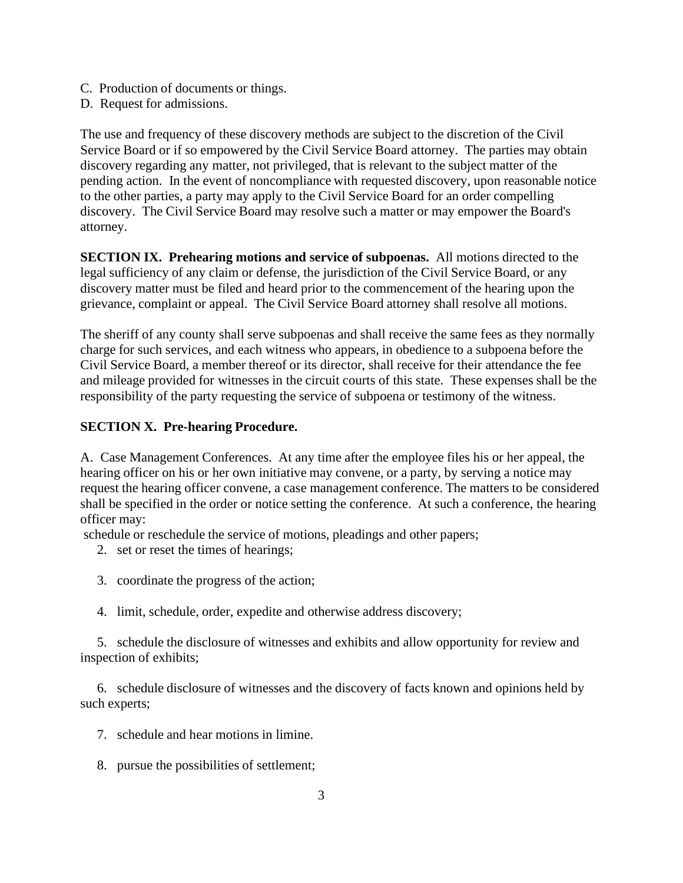C. Production of documents or things.
D. Request for admissions.

The use and frequency of these discovery methods are subject to the discretion of the Civil Service Board or if so empowered by the Civil Service Board attorney. The parties may obtain discovery regarding any matter, not privileged, that is relevant to the subject matter of the pending action. In the event of noncompliance with requested discovery, upon reasonable notice to the other parties, a party may apply to the Civil Service Board for an order compelling discovery. The Civil Service Board may resolve such a matter or may empower the Board's attorney.

**SECTION IX. Prehearing motions and service of subpoenas.** All motions directed to the legal sufficiency of any claim or defense, the jurisdiction of the Civil Service Board, or any discovery matter must be filed and heard prior to the commencement of the hearing upon the grievance, complaint or appeal. The Civil Service Board attorney shall resolve all motions.

The sheriff of any county shall serve subpoenas and shall receive the same fees as they normally charge for such services, and each witness who appears, in obedience to a subpoena before the Civil Service Board, a member thereof or its director, shall receive for their attendance the fee and mileage provided for witnesses in the circuit courts of this state. These expenses shall be the responsibility of the party requesting the service of subpoena or testimony of the witness.

**SECTION X. Pre-hearing Procedure.**

A. Case Management Conferences. At any time after the employee files his or her appeal, the hearing officer on his or her own initiative may convene, or a party, by serving a notice may request the hearing officer convene, a case management conference. The matters to be considered shall be specified in the order or notice setting the conference. At such a conference, the hearing officer may:

schedule or reschedule the service of motions, pleadings and other papers;

2. set or reset the times of hearings;

3. coordinate the progress of the action;

4. limit, schedule, order, expedite and otherwise address discovery;

5. schedule the disclosure of witnesses and exhibits and allow opportunity for review and inspection of exhibits;

6. schedule disclosure of witnesses and the discovery of facts known and opinions held by such experts;

7. schedule and hear motions in limine.

8. pursue the possibilities of settlement;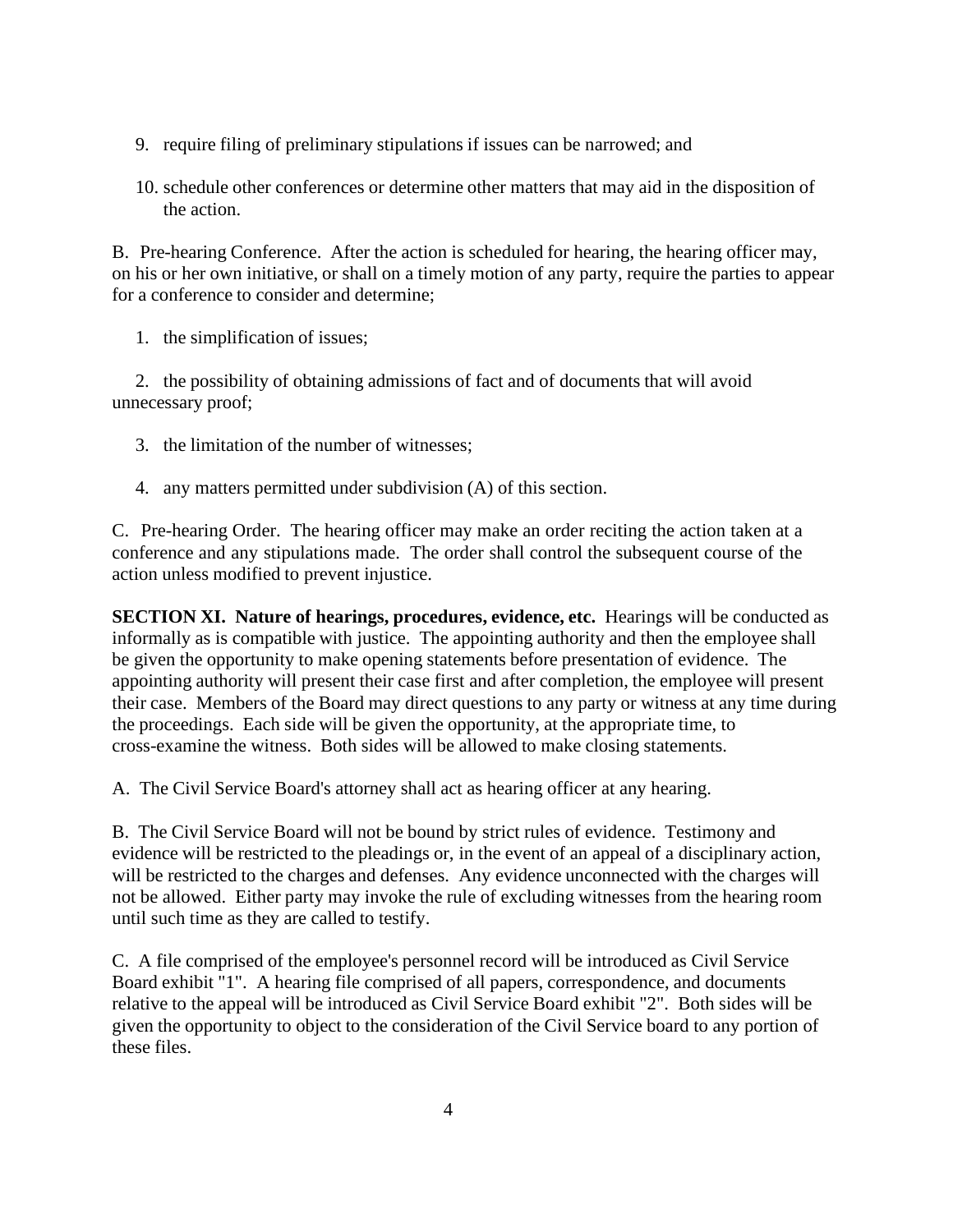9. require filing of preliminary stipulations if issues can be narrowed; and

10. schedule other conferences or determine other matters that may aid in the disposition of the action.

B. Pre-hearing Conference. After the action is scheduled for hearing, the hearing officer may, on his or her own initiative, or shall on a timely motion of any party, require the parties to appear for a conference to consider and determine;

1. the simplification of issues;

2. the possibility of obtaining admissions of fact and of documents that will avoid unnecessary proof;

3. the limitation of the number of witnesses;

4. any matters permitted under subdivision (A) of this section.

C. Pre-hearing Order. The hearing officer may make an order reciting the action taken at a conference and any stipulations made. The order shall control the subsequent course of the action unless modified to prevent injustice.

**SECTION XI. Nature of hearings, procedures, evidence, etc.** Hearings will be conducted as informally as is compatible with justice. The appointing authority and then the employee shall be given the opportunity to make opening statements before presentation of evidence. The appointing authority will present their case first and after completion, the employee will present their case. Members of the Board may direct questions to any party or witness at any time during the proceedings. Each side will be given the opportunity, at the appropriate time, to cross-examine the witness. Both sides will be allowed to make closing statements.

A. The Civil Service Board's attorney shall act as hearing officer at any hearing.

B. The Civil Service Board will not be bound by strict rules of evidence. Testimony and evidence will be restricted to the pleadings or, in the event of an appeal of a disciplinary action, will be restricted to the charges and defenses. Any evidence unconnected with the charges will not be allowed. Either party may invoke the rule of excluding witnesses from the hearing room until such time as they are called to testify.

C. A file comprised of the employee's personnel record will be introduced as Civil Service Board exhibit "1". A hearing file comprised of all papers, correspondence, and documents relative to the appeal will be introduced as Civil Service Board exhibit "2". Both sides will be given the opportunity to object to the consideration of the Civil Service board to any portion of these files.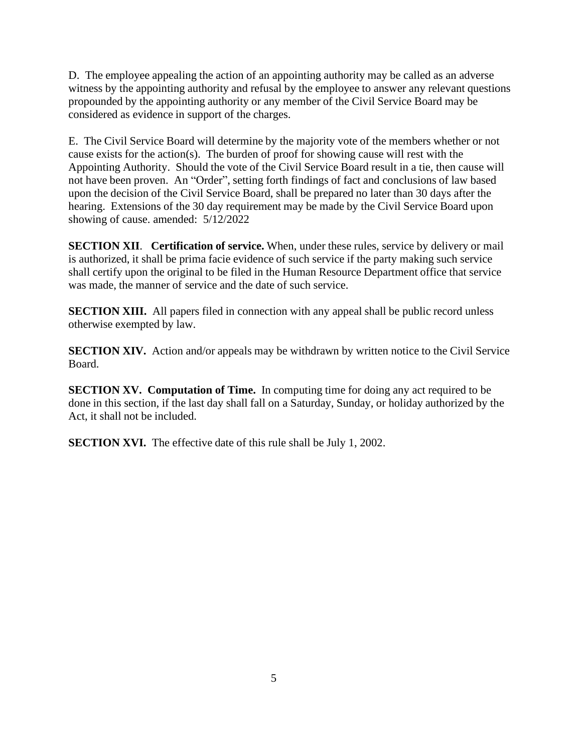D. The employee appealing the action of an appointing authority may be called as an adverse witness by the appointing authority and refusal by the employee to answer any relevant questions propounded by the appointing authority or any member of the Civil Service Board may be considered as evidence in support of the charges.

E. The Civil Service Board will determine by the majority vote of the members whether or not cause exists for the action(s). The burden of proof for showing cause will rest with the Appointing Authority. Should the vote of the Civil Service Board result in a tie, then cause will not have been proven. An "Order", setting forth findings of fact and conclusions of law based upon the decision of the Civil Service Board, shall be prepared no later than 30 days after the hearing. Extensions of the 30 day requirement may be made by the Civil Service Board upon showing of cause. amended: 5/12/2022

**SECTION XII**. **Certification of service.** When, under these rules, service by delivery or mail is authorized, it shall be prima facie evidence of such service if the party making such service shall certify upon the original to be filed in the Human Resource Department office that service was made, the manner of service and the date of such service.

**SECTION XIII.** All papers filed in connection with any appeal shall be public record unless otherwise exempted by law.

**SECTION XIV.** Action and/or appeals may be withdrawn by written notice to the Civil Service Board.

**SECTION XV. Computation of Time.** In computing time for doing any act required to be done in this section, if the last day shall fall on a Saturday, Sunday, or holiday authorized by the Act, it shall not be included.

**SECTION XVI.** The effective date of this rule shall be July 1, 2002.